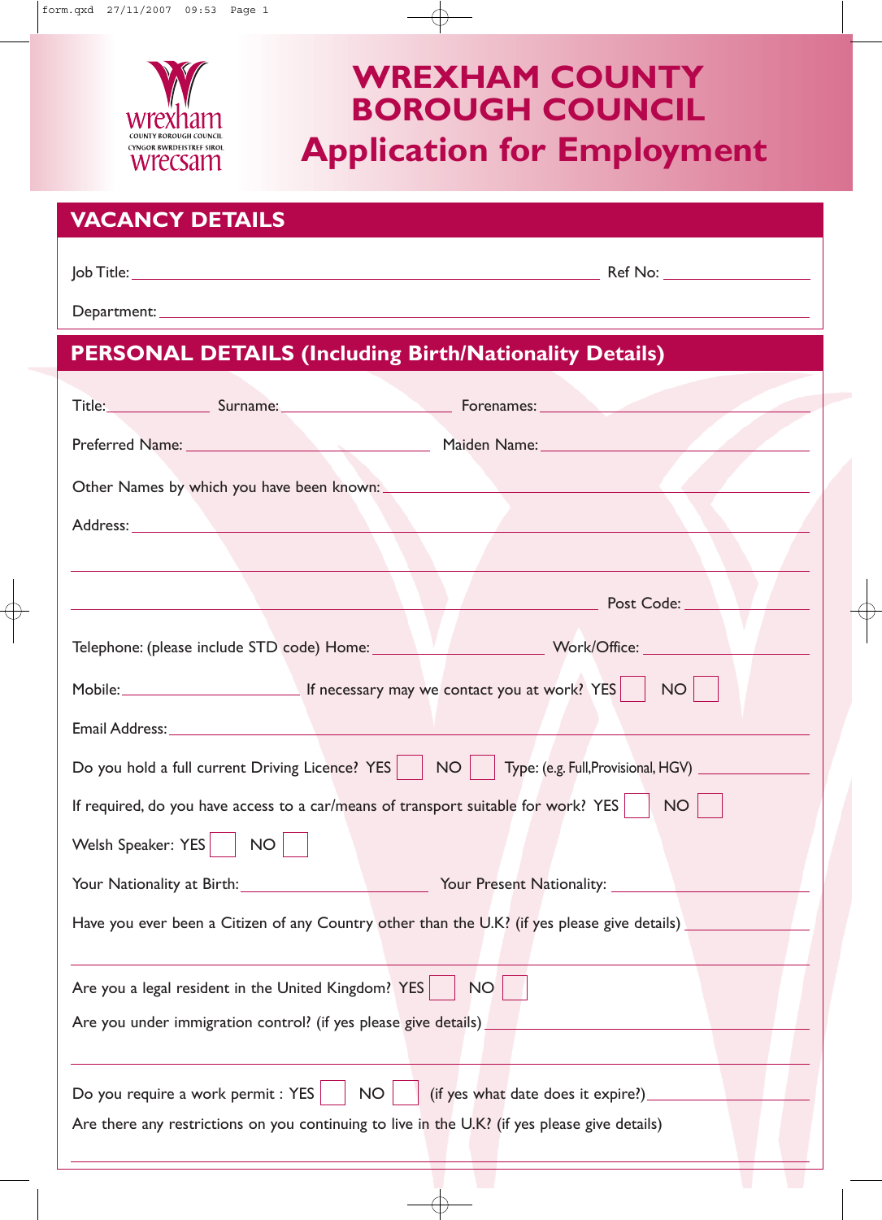# WREXHAM COUNTY BOROUGH COUNCIL

# Application for Employment

## VACANCY DETAILS

Job Title: ______________________________ Ref No: ______________

Department: ______________________________

## PERSONAL DETAILS (Including Birth/Nationality Details)

Title: __________ Surname: __________________ Forenames: __________________

Preferred Name: __________________ Maiden Name: __________________

Other Names by which you have been known: ______________________________

Address: ______________________________

______________________________

______________________________ Post Code: ______________

Telephone: (please include STD code) Home: ______________ Work/Office: ______________

Mobile: ______________ If necessary may we contact you at work? YES ☐ NO ☐

Email Address: ______________________________

Do you hold a full current Driving Licence? YES ☐ NO ☐ Type: (e.g. Full, Provisional, HGV) ______________

If required, do you have access to a car/means of transport suitable for work? YES ☐ NO ☐

Welsh Speaker: YES ☐ NO ☐

Your Nationality at Birth: ______________ Your Present Nationality: ______________

Have you ever been a Citizen of any Country other than the U.K.? (if yes please give details) ______________

______________________________

Are you a legal resident in the United Kingdom? YES ☐ NO ☐

Are you under immigration control? (if yes please give details) ______________________________

______________________________

Do you require a work permit : YES ☐ NO ☐ (if yes what date does it expire?) ______________

Are there any restrictions on you continuing to live in the U.K.? (if yes please give details)

______________________________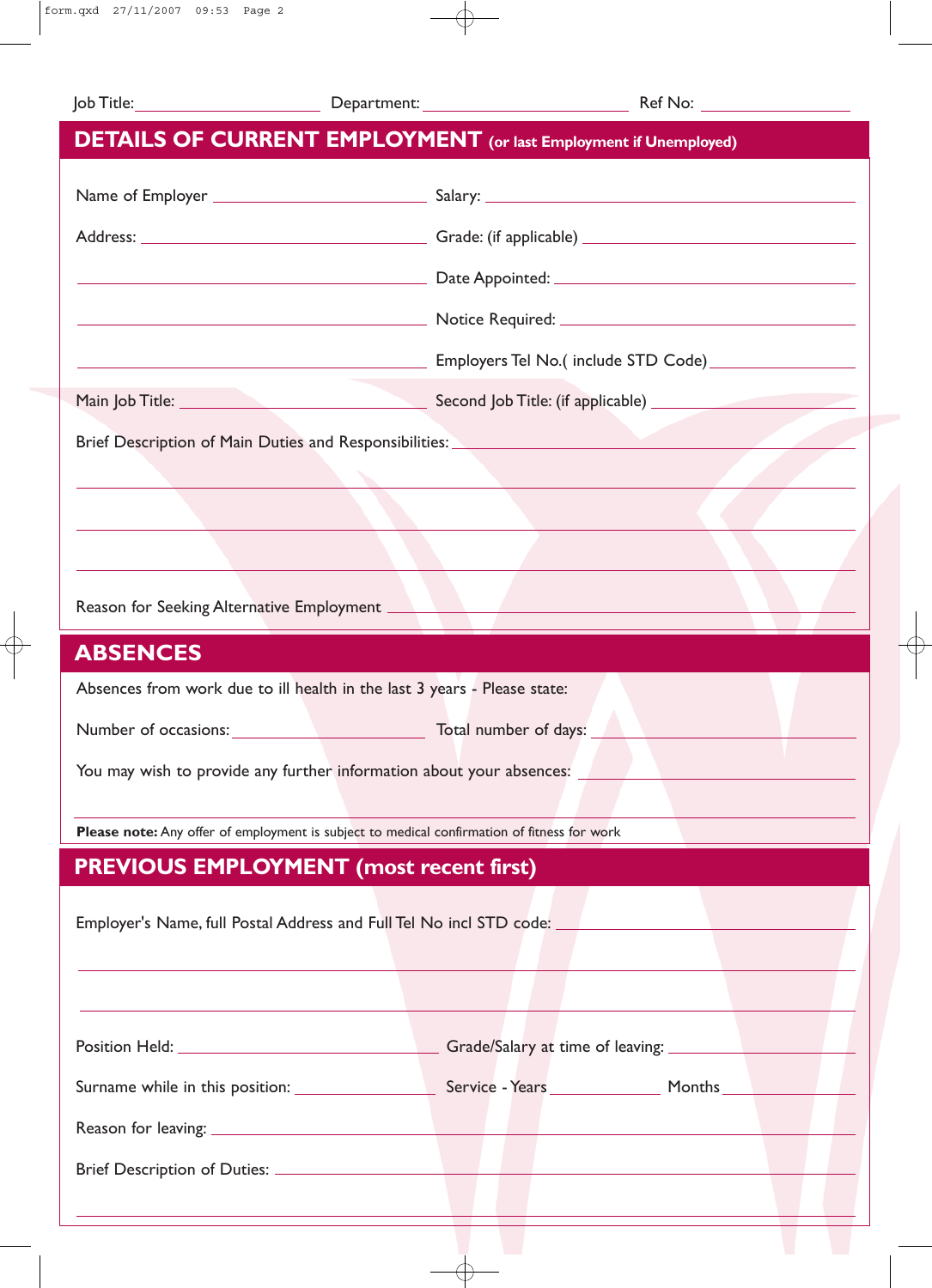Job Title: ______________________ Department: __________________________ Ref No: __________________

## DETAILS OF CURRENT EMPLOYMENT (or last Employment if Unemployed)

Name of Employer ____________________________ Salary: ________________________________________

Address: ____________________________________ Grade: (if applicable) ____________________________

____________________________________________ Date Appointed: __________________________________

____________________________________________ Notice Required: _________________________________

____________________________________________ Employers Tel No.( include STD Code) _______________

Main Job Title: ______________________________ Second Job Title: (if applicable) __________________

Brief Description of Main Duties and Responsibilities: _______________________________________________

_______________________________________________________________________________________________

_______________________________________________________________________________________________

_______________________________________________________________________________________________

Reason for Seeking Alternative Employment ____________________________________________________

## ABSENCES

Absences from work due to ill health in the last 3 years - Please state:

Number of occasions: __________________________ Total number of days: ____________________________

You may wish to provide any further information about your absences: ______________________________

_______________________________________________________________________________________________

**Please note:** Any offer of employment is subject to medical confirmation of fitness for work

## PREVIOUS EMPLOYMENT (most recent first)

Employer's Name, full Postal Address and Full Tel No incl STD code: _________________________________

_______________________________________________________________________________________________

_______________________________________________________________________________________________

Position Held: ________________________________ Grade/Salary at time of leaving: _________________

Surname while in this position: __________________ Service - Years ______________ Months ______________

Reason for leaving: _____________________________________________________________________________

Brief Description of Duties: _____________________________________________________________________

_______________________________________________________________________________________________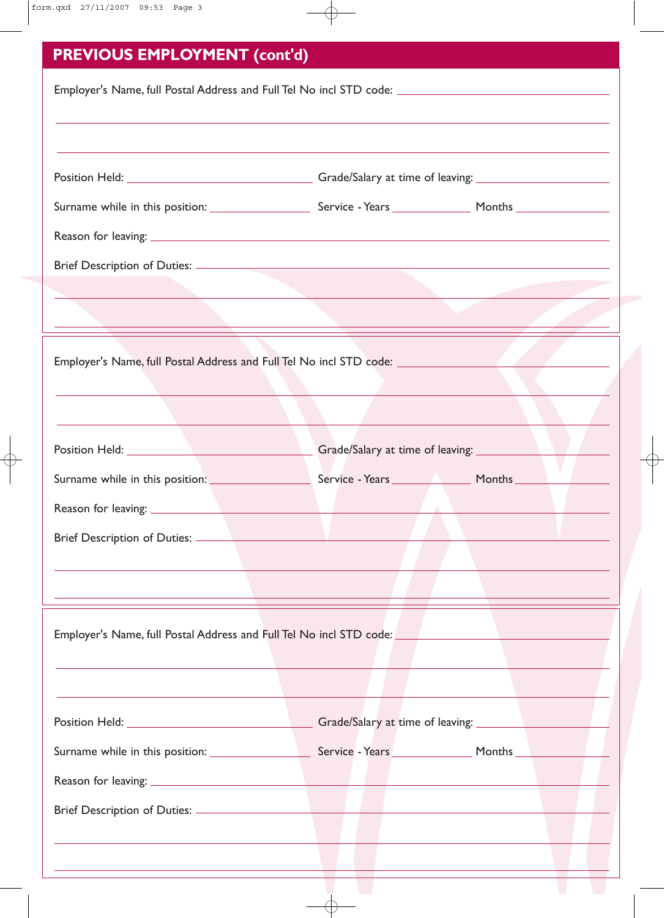## PREVIOUS EMPLOYMENT (cont'd)

Employer's Name, full Postal Address and Full Tel No incl STD code: \_\_\_\_\_\_\_\_\_\_\_\_\_\_\_\_\_\_\_\_

\_\_\_\_\_\_\_\_\_\_\_\_\_\_\_\_\_\_\_\_\_\_\_\_\_\_\_\_\_\_\_\_\_\_\_\_\_\_\_\_\_\_\_\_\_\_\_\_\_\_\_\_\_\_\_\_

\_\_\_\_\_\_\_\_\_\_\_\_\_\_\_\_\_\_\_\_\_\_\_\_\_\_\_\_\_\_\_\_\_\_\_\_\_\_\_\_\_\_\_\_\_\_\_\_\_\_\_\_\_\_\_\_

Position Held: \_\_\_\_\_\_\_\_\_\_\_\_\_\_\_\_\_\_\_\_ Grade/Salary at time of leaving: \_\_\_\_\_\_\_\_\_\_\_\_\_\_

Surname while in this position: \_\_\_\_\_\_\_\_\_\_\_\_ Service - Years \_\_\_\_\_\_\_\_ Months \_\_\_\_\_\_\_\_

Reason for leaving: \_\_\_\_\_\_\_\_\_\_\_\_\_\_\_\_\_\_\_\_\_\_\_\_\_\_\_\_\_\_\_\_\_\_\_\_\_\_\_\_\_\_\_\_\_\_\_\_

Brief Description of Duties: \_\_\_\_\_\_\_\_\_\_\_\_\_\_\_\_\_\_\_\_\_\_\_\_\_\_\_\_\_\_\_\_\_\_\_\_\_\_\_\_\_\_

\_\_\_\_\_\_\_\_\_\_\_\_\_\_\_\_\_\_\_\_\_\_\_\_\_\_\_\_\_\_\_\_\_\_\_\_\_\_\_\_\_\_\_\_\_\_\_\_\_\_\_\_\_\_\_\_

\_\_\_\_\_\_\_\_\_\_\_\_\_\_\_\_\_\_\_\_\_\_\_\_\_\_\_\_\_\_\_\_\_\_\_\_\_\_\_\_\_\_\_\_\_\_\_\_\_\_\_\_\_\_\_\_

---

Employer's Name, full Postal Address and Full Tel No incl STD code: \_\_\_\_\_\_\_\_\_\_\_\_\_\_\_\_\_\_\_\_

\_\_\_\_\_\_\_\_\_\_\_\_\_\_\_\_\_\_\_\_\_\_\_\_\_\_\_\_\_\_\_\_\_\_\_\_\_\_\_\_\_\_\_\_\_\_\_\_\_\_\_\_\_\_\_\_

\_\_\_\_\_\_\_\_\_\_\_\_\_\_\_\_\_\_\_\_\_\_\_\_\_\_\_\_\_\_\_\_\_\_\_\_\_\_\_\_\_\_\_\_\_\_\_\_\_\_\_\_\_\_\_\_

Position Held: \_\_\_\_\_\_\_\_\_\_\_\_\_\_\_\_\_\_\_\_ Grade/Salary at time of leaving: \_\_\_\_\_\_\_\_\_\_\_\_\_\_

Surname while in this position: \_\_\_\_\_\_\_\_\_\_\_\_ Service - Years \_\_\_\_\_\_\_\_ Months \_\_\_\_\_\_\_\_

Reason for leaving: \_\_\_\_\_\_\_\_\_\_\_\_\_\_\_\_\_\_\_\_\_\_\_\_\_\_\_\_\_\_\_\_\_\_\_\_\_\_\_\_\_\_\_\_\_\_\_\_

Brief Description of Duties: \_\_\_\_\_\_\_\_\_\_\_\_\_\_\_\_\_\_\_\_\_\_\_\_\_\_\_\_\_\_\_\_\_\_\_\_\_\_\_\_\_\_

\_\_\_\_\_\_\_\_\_\_\_\_\_\_\_\_\_\_\_\_\_\_\_\_\_\_\_\_\_\_\_\_\_\_\_\_\_\_\_\_\_\_\_\_\_\_\_\_\_\_\_\_\_\_\_\_

\_\_\_\_\_\_\_\_\_\_\_\_\_\_\_\_\_\_\_\_\_\_\_\_\_\_\_\_\_\_\_\_\_\_\_\_\_\_\_\_\_\_\_\_\_\_\_\_\_\_\_\_\_\_\_\_

---

Employer's Name, full Postal Address and Full Tel No incl STD code: \_\_\_\_\_\_\_\_\_\_\_\_\_\_\_\_\_\_\_\_

\_\_\_\_\_\_\_\_\_\_\_\_\_\_\_\_\_\_\_\_\_\_\_\_\_\_\_\_\_\_\_\_\_\_\_\_\_\_\_\_\_\_\_\_\_\_\_\_\_\_\_\_\_\_\_\_

\_\_\_\_\_\_\_\_\_\_\_\_\_\_\_\_\_\_\_\_\_\_\_\_\_\_\_\_\_\_\_\_\_\_\_\_\_\_\_\_\_\_\_\_\_\_\_\_\_\_\_\_\_\_\_\_

Position Held: \_\_\_\_\_\_\_\_\_\_\_\_\_\_\_\_\_\_\_\_ Grade/Salary at time of leaving: \_\_\_\_\_\_\_\_\_\_\_\_\_\_

Surname while in this position: \_\_\_\_\_\_\_\_\_\_\_\_ Service - Years \_\_\_\_\_\_\_\_ Months \_\_\_\_\_\_\_\_

Reason for leaving: \_\_\_\_\_\_\_\_\_\_\_\_\_\_\_\_\_\_\_\_\_\_\_\_\_\_\_\_\_\_\_\_\_\_\_\_\_\_\_\_\_\_\_\_\_\_\_\_

Brief Description of Duties: \_\_\_\_\_\_\_\_\_\_\_\_\_\_\_\_\_\_\_\_\_\_\_\_\_\_\_\_\_\_\_\_\_\_\_\_\_\_\_\_\_\_

\_\_\_\_\_\_\_\_\_\_\_\_\_\_\_\_\_\_\_\_\_\_\_\_\_\_\_\_\_\_\_\_\_\_\_\_\_\_\_\_\_\_\_\_\_\_\_\_\_\_\_\_\_\_\_\_

\_\_\_\_\_\_\_\_\_\_\_\_\_\_\_\_\_\_\_\_\_\_\_\_\_\_\_\_\_\_\_\_\_\_\_\_\_\_\_\_\_\_\_\_\_\_\_\_\_\_\_\_\_\_\_\_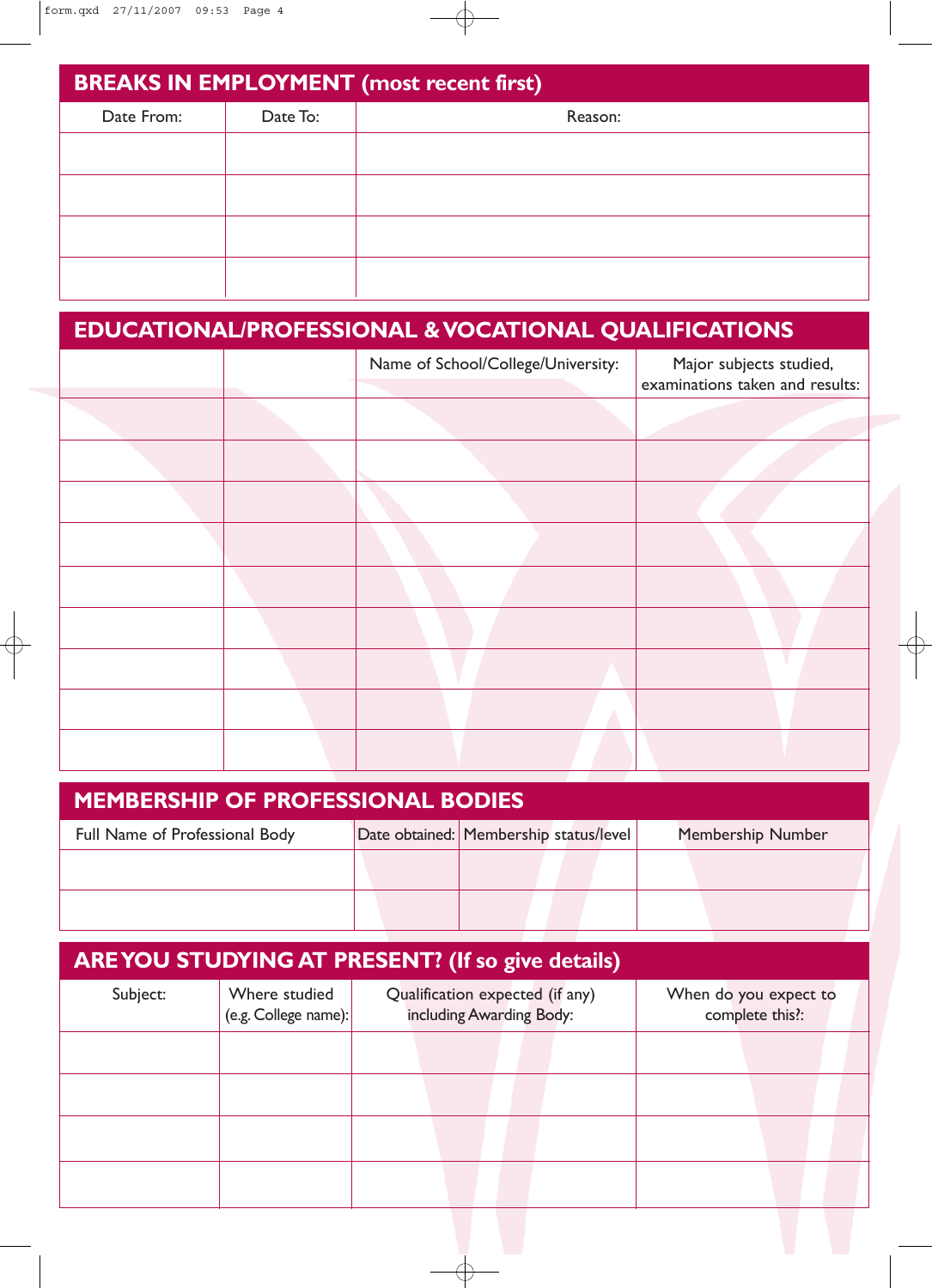## BREAKS IN EMPLOYMENT (most recent first)

| Date From: | Date To: | Reason: |
|---|---|---|
| | | |
| | | |
| | | |
| | | |

## EDUCATIONAL/PROFESSIONAL & VOCATIONAL QUALIFICATIONS

| | | Name of School/College/University: | Major subjects studied, examinations taken and results: |
|---|---|---|---|
| | | | |
| | | | |
| | | | |
| | | | |
| | | | |
| | | | |
| | | | |
| | | | |
| | | | |

## MEMBERSHIP OF PROFESSIONAL BODIES

| Full Name of Professional Body | Date obtained: | Membership status/level | Membership Number |
|---|---|---|---|
| | | | |
| | | | |

## ARE YOU STUDYING AT PRESENT? (If so give details)

| Subject: | Where studied (e.g. College name): | Qualification expected (if any) including Awarding Body: | When do you expect to complete this?: |
|---|---|---|---|
| | | | |
| | | | |
| | | | |
| | | | |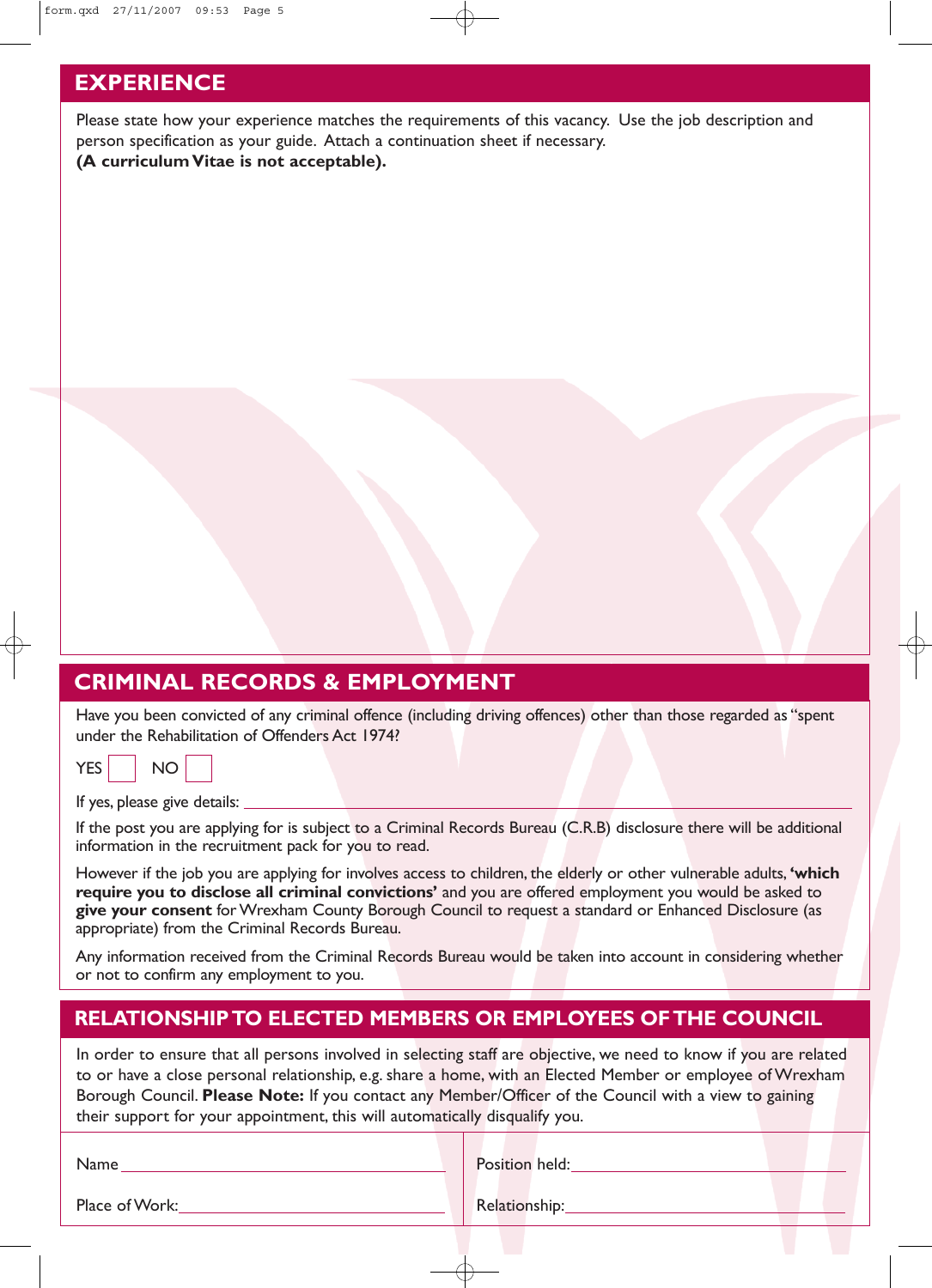## EXPERIENCE

Please state how your experience matches the requirements of this vacancy. Use the job description and person specification as your guide. Attach a continuation sheet if necessary.
**(A curriculum Vitae is not acceptable).**

## CRIMINAL RECORDS & EMPLOYMENT

Have you been convicted of any criminal offence (including driving offences) other than those regarded as "spent under the Rehabilitation of Offenders Act 1974?

YES ☐ NO ☐

If yes, please give details: ____________________

If the post you are applying for is subject to a Criminal Records Bureau (C.R.B) disclosure there will be additional information in the recruitment pack for you to read.

However if the job you are applying for involves access to children, the elderly or other vulnerable adults, **'which require you to disclose all criminal convictions'** and you are offered employment you would be asked to **give your consent** for Wrexham County Borough Council to request a standard or Enhanced Disclosure (as appropriate) from the Criminal Records Bureau.

Any information received from the Criminal Records Bureau would be taken into account in considering whether or not to confirm any employment to you.

## RELATIONSHIP TO ELECTED MEMBERS OR EMPLOYEES OF THE COUNCIL

In order to ensure that all persons involved in selecting staff are objective, we need to know if you are related to or have a close personal relationship, e.g. share a home, with an Elected Member or employee of Wrexham Borough Council. **Please Note:** If you contact any Member/Officer of the Council with a view to gaining their support for your appointment, this will automatically disqualify you.

| | |
|---|---|
| Name ____________________ | Position held: ____________________ |
| Place of Work: ____________________ | Relationship: ____________________ |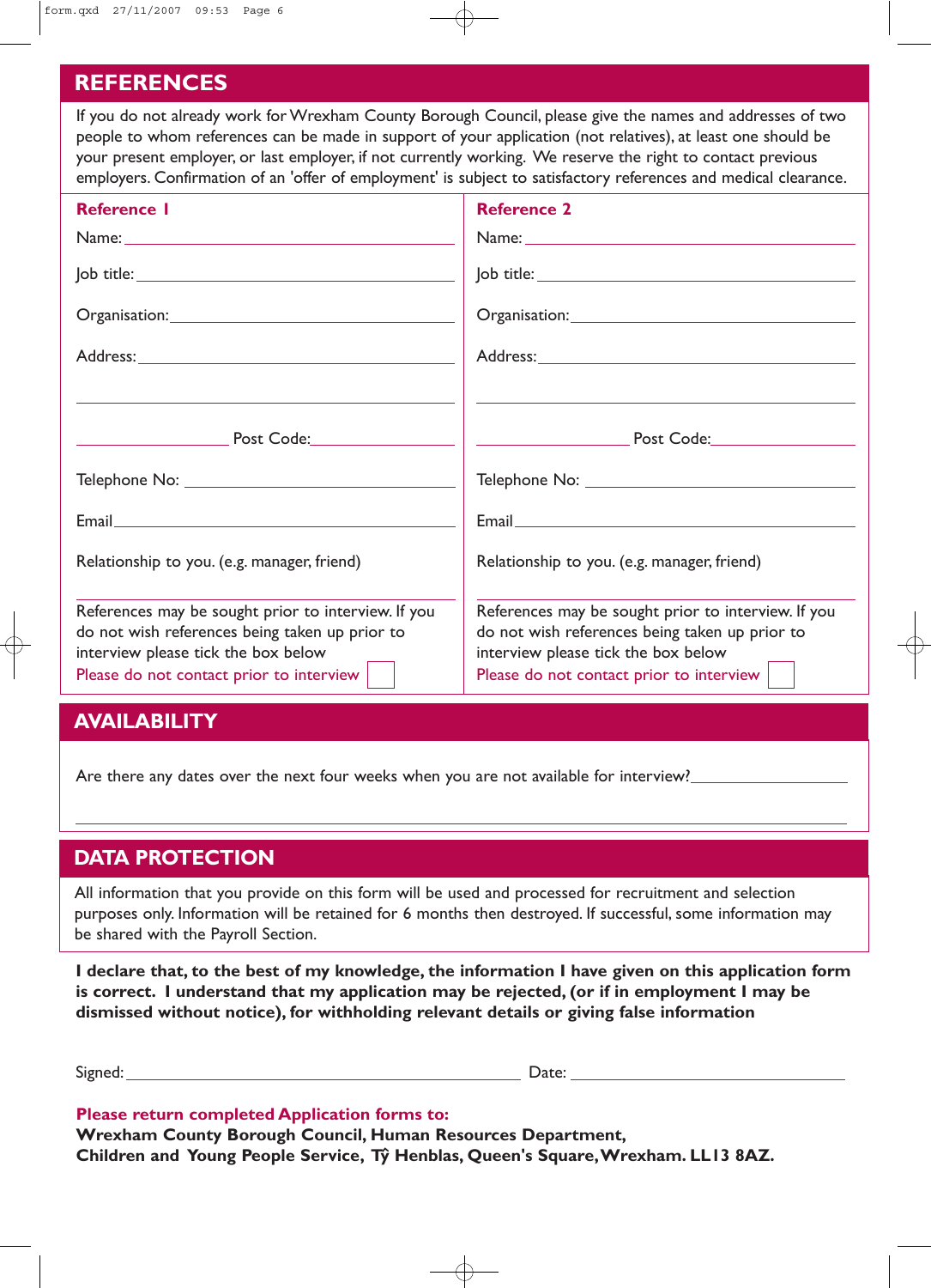## REFERENCES

If you do not already work for Wrexham County Borough Council, please give the names and addresses of two people to whom references can be made in support of your application (not relatives), at least one should be your present employer, or last employer, if not currently working. We reserve the right to contact previous employers. Confirmation of an 'offer of employment' is subject to satisfactory references and medical clearance.

| Reference 1 | Reference 2 |
|---|---|
| Name: | Name: |
| Job title: | Job title: |
| Organisation: | Organisation: |
| Address: | Address: |
| | |
| Post Code: | Post Code: |
| Telephone No: | Telephone No: |
| Email | Email |
| Relationship to you. (e.g. manager, friend) | Relationship to you. (e.g. manager, friend) |
| References may be sought prior to interview. If you do not wish references being taken up prior to interview please tick the box below | References may be sought prior to interview. If you do not wish references being taken up prior to interview please tick the box below |
| Please do not contact prior to interview ☐ | Please do not contact prior to interview ☐ |

## AVAILABILITY

Are there any dates over the next four weeks when you are not available for interview?

## DATA PROTECTION

All information that you provide on this form will be used and processed for recruitment and selection purposes only. Information will be retained for 6 months then destroyed. If successful, some information may be shared with the Payroll Section.

**I declare that, to the best of my knowledge, the information I have given on this application form is correct. I understand that my application may be rejected, (or if in employment I may be dismissed without notice), for withholding relevant details or giving false information**

Signed: ______________________ Date: ______________

**Please return completed Application forms to:**
**Wrexham County Borough Council, Human Resources Department,**
**Children and Young People Service, Tŷ Henblas, Queen's Square, Wrexham. LL13 8AZ.**